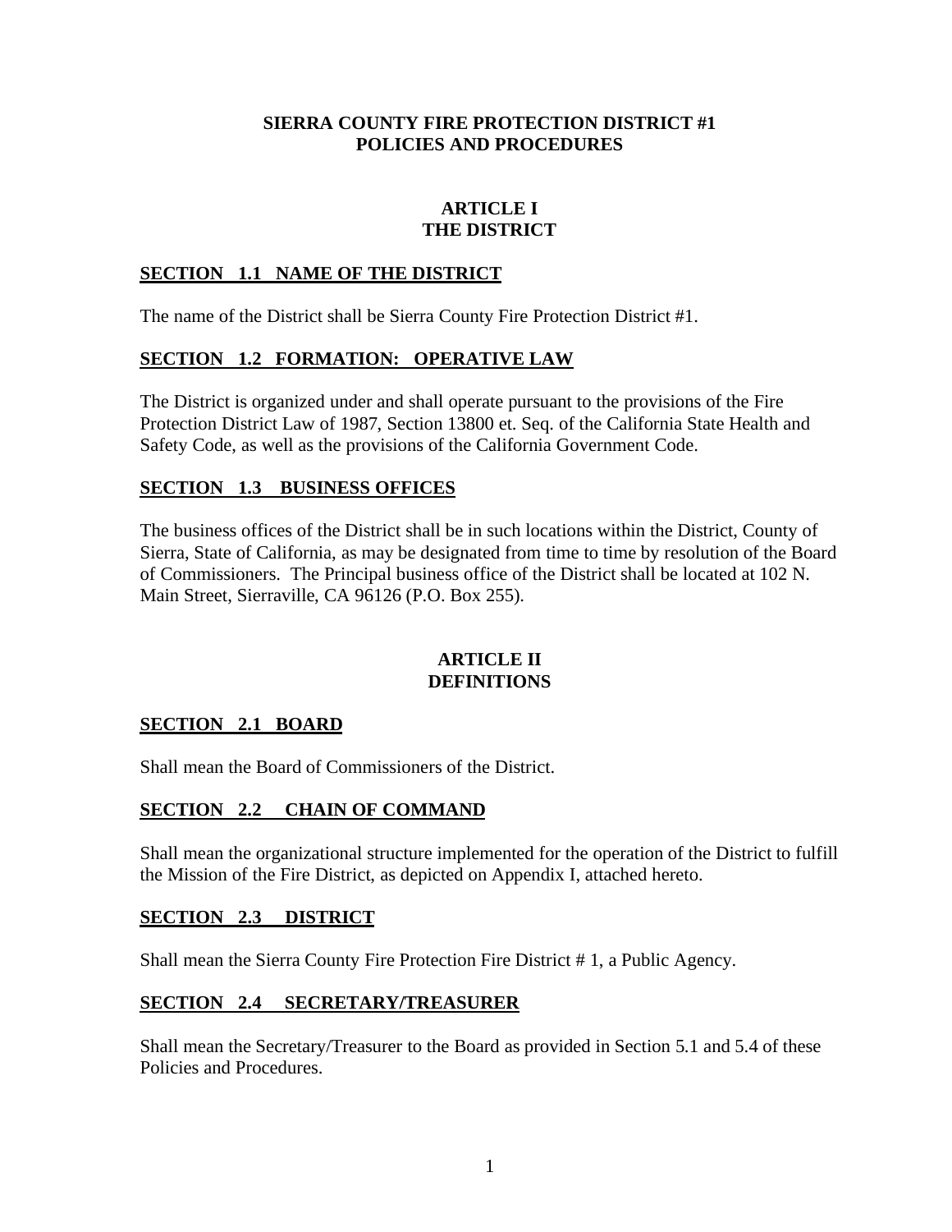# SIERRA COUNTY FIRE PROTECTION DISTRICT #1
# POLICIES AND PROCEDURES

## ARTICLE I
## THE DISTRICT

### SECTION 1.1 NAME OF THE DISTRICT

The name of the District shall be Sierra County Fire Protection District #1.

### SECTION 1.2 FORMATION: OPERATIVE LAW

The District is organized under and shall operate pursuant to the provisions of the Fire Protection District Law of 1987, Section 13800 et. Seq. of the California State Health and Safety Code, as well as the provisions of the California Government Code.

### SECTION 1.3 BUSINESS OFFICES

The business offices of the District shall be in such locations within the District, County of Sierra, State of California, as may be designated from time to time by resolution of the Board of Commissioners. The Principal business office of the District shall be located at 102 N. Main Street, Sierraville, CA 96126 (P.O. Box 255).

## ARTICLE II
## DEFINITIONS

### SECTION 2.1 BOARD

Shall mean the Board of Commissioners of the District.

### SECTION 2.2 CHAIN OF COMMAND

Shall mean the organizational structure implemented for the operation of the District to fulfill the Mission of the Fire District, as depicted on Appendix I, attached hereto.

### SECTION 2.3 DISTRICT

Shall mean the Sierra County Fire Protection Fire District # 1, a Public Agency.

### SECTION 2.4 SECRETARY/TREASURER

Shall mean the Secretary/Treasurer to the Board as provided in Section 5.1 and 5.4 of these Policies and Procedures.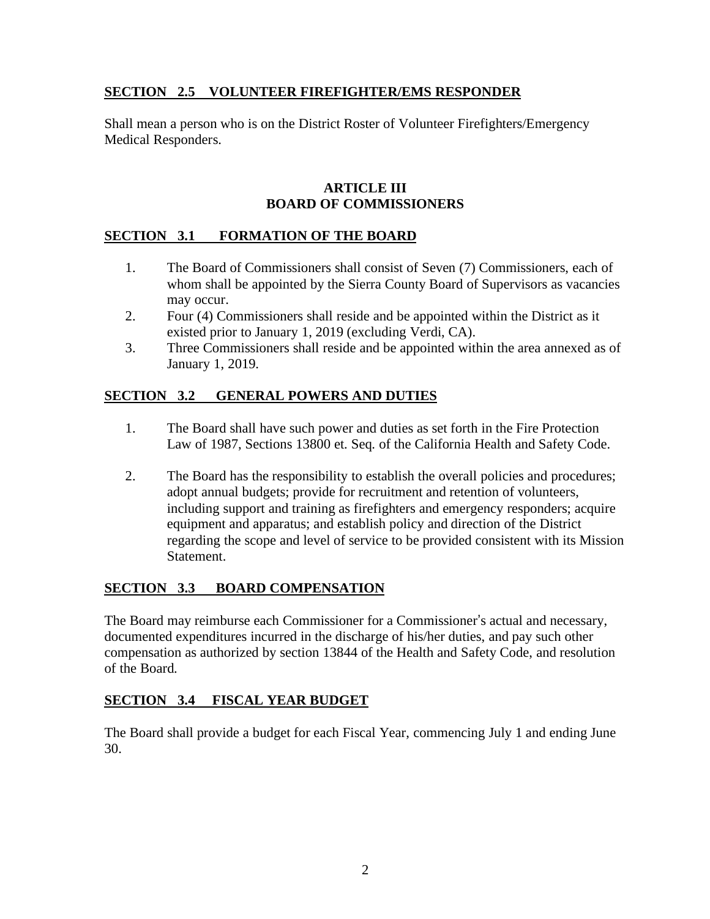## SECTION 2.5 VOLUNTEER FIREFIGHTER/EMS RESPONDER

Shall mean a person who is on the District Roster of Volunteer Firefighters/Emergency Medical Responders.

# ARTICLE III
# BOARD OF COMMISSIONERS

## SECTION 3.1 FORMATION OF THE BOARD

1. The Board of Commissioners shall consist of Seven (7) Commissioners, each of whom shall be appointed by the Sierra County Board of Supervisors as vacancies may occur.
2. Four (4) Commissioners shall reside and be appointed within the District as it existed prior to January 1, 2019 (excluding Verdi, CA).
3. Three Commissioners shall reside and be appointed within the area annexed as of January 1, 2019.

## SECTION 3.2 GENERAL POWERS AND DUTIES

1. The Board shall have such power and duties as set forth in the Fire Protection Law of 1987, Sections 13800 et. Seq. of the California Health and Safety Code.

2. The Board has the responsibility to establish the overall policies and procedures; adopt annual budgets; provide for recruitment and retention of volunteers, including support and training as firefighters and emergency responders; acquire equipment and apparatus; and establish policy and direction of the District regarding the scope and level of service to be provided consistent with its Mission Statement.

## SECTION 3.3 BOARD COMPENSATION

The Board may reimburse each Commissioner for a Commissioner's actual and necessary, documented expenditures incurred in the discharge of his/her duties, and pay such other compensation as authorized by section 13844 of the Health and Safety Code, and resolution of the Board.

## SECTION 3.4 FISCAL YEAR BUDGET

The Board shall provide a budget for each Fiscal Year, commencing July 1 and ending June 30.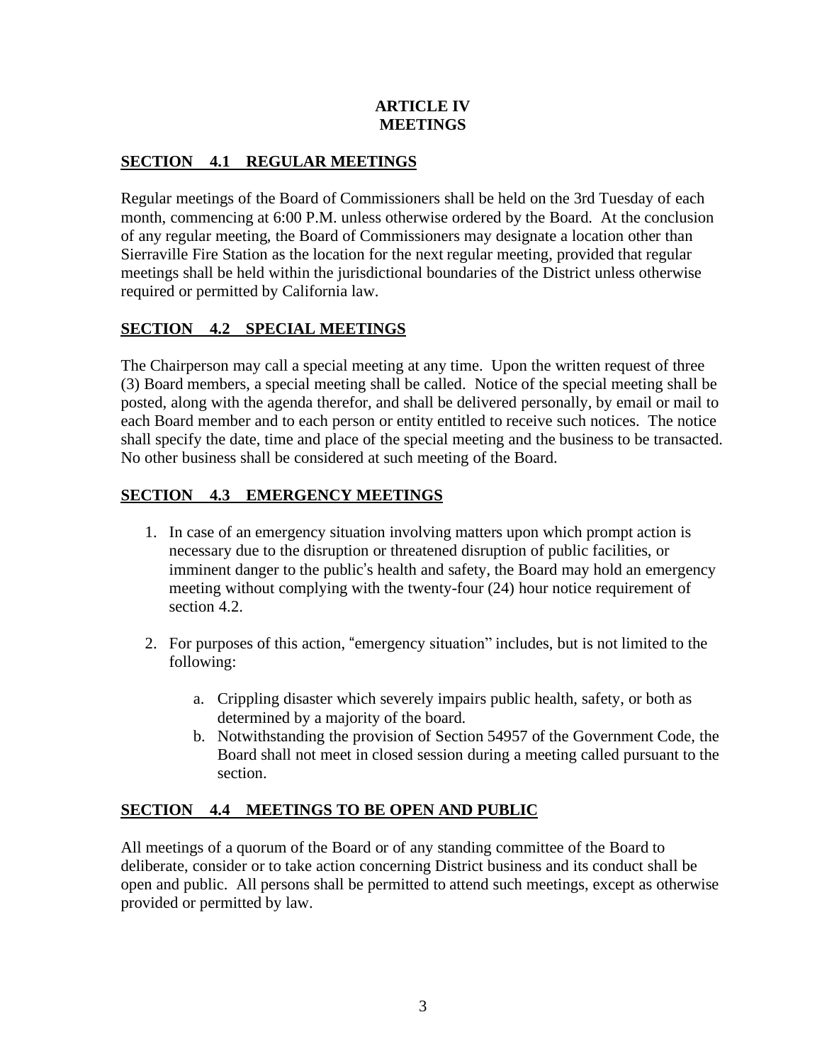# ARTICLE IV
# MEETINGS

## SECTION 4.1 REGULAR MEETINGS

Regular meetings of the Board of Commissioners shall be held on the 3rd Tuesday of each month, commencing at 6:00 P.M. unless otherwise ordered by the Board. At the conclusion of any regular meeting, the Board of Commissioners may designate a location other than Sierraville Fire Station as the location for the next regular meeting, provided that regular meetings shall be held within the jurisdictional boundaries of the District unless otherwise required or permitted by California law.

## SECTION 4.2 SPECIAL MEETINGS

The Chairperson may call a special meeting at any time. Upon the written request of three (3) Board members, a special meeting shall be called. Notice of the special meeting shall be posted, along with the agenda therefor, and shall be delivered personally, by email or mail to each Board member and to each person or entity entitled to receive such notices. The notice shall specify the date, time and place of the special meeting and the business to be transacted. No other business shall be considered at such meeting of the Board.

## SECTION 4.3 EMERGENCY MEETINGS

1. In case of an emergency situation involving matters upon which prompt action is necessary due to the disruption or threatened disruption of public facilities, or imminent danger to the public's health and safety, the Board may hold an emergency meeting without complying with the twenty-four (24) hour notice requirement of section 4.2.

2. For purposes of this action, "emergency situation" includes, but is not limited to the following:

    a. Crippling disaster which severely impairs public health, safety, or both as determined by a majority of the board.
    b. Notwithstanding the provision of Section 54957 of the Government Code, the Board shall not meet in closed session during a meeting called pursuant to the section.

## SECTION 4.4 MEETINGS TO BE OPEN AND PUBLIC

All meetings of a quorum of the Board or of any standing committee of the Board to deliberate, consider or to take action concerning District business and its conduct shall be open and public. All persons shall be permitted to attend such meetings, except as otherwise provided or permitted by law.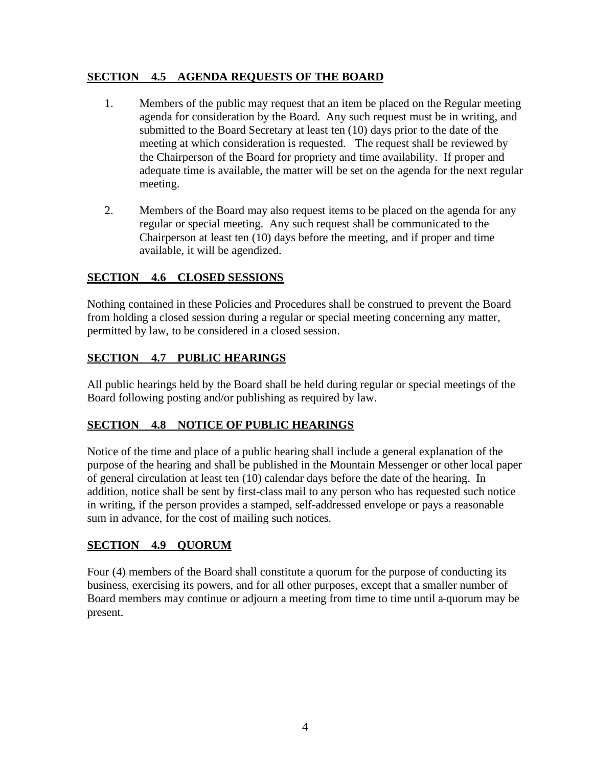## **SECTION 4.5 AGENDA REQUESTS OF THE BOARD**

1. Members of the public may request that an item be placed on the Regular meeting agenda for consideration by the Board. Any such request must be in writing, and submitted to the Board Secretary at least ten (10) days prior to the date of the meeting at which consideration is requested. The request shall be reviewed by the Chairperson of the Board for propriety and time availability. If proper and adequate time is available, the matter will be set on the agenda for the next regular meeting.

2. Members of the Board may also request items to be placed on the agenda for any regular or special meeting. Any such request shall be communicated to the Chairperson at least ten (10) days before the meeting, and if proper and time available, it will be agendized.

## **SECTION 4.6 CLOSED SESSIONS**

Nothing contained in these Policies and Procedures shall be construed to prevent the Board from holding a closed session during a regular or special meeting concerning any matter, permitted by law, to be considered in a closed session.

## **SECTION 4.7 PUBLIC HEARINGS**

All public hearings held by the Board shall be held during regular or special meetings of the Board following posting and/or publishing as required by law.

## **SECTION 4.8 NOTICE OF PUBLIC HEARINGS**

Notice of the time and place of a public hearing shall include a general explanation of the purpose of the hearing and shall be published in the Mountain Messenger or other local paper of general circulation at least ten (10) calendar days before the date of the hearing. In addition, notice shall be sent by first-class mail to any person who has requested such notice in writing, if the person provides a stamped, self-addressed envelope or pays a reasonable sum in advance, for the cost of mailing such notices.

## **SECTION 4.9 QUORUM**

Four (4) members of the Board shall constitute a quorum for the purpose of conducting its business, exercising its powers, and for all other purposes, except that a smaller number of Board members may continue or adjourn a meeting from time to time until a quorum may be present.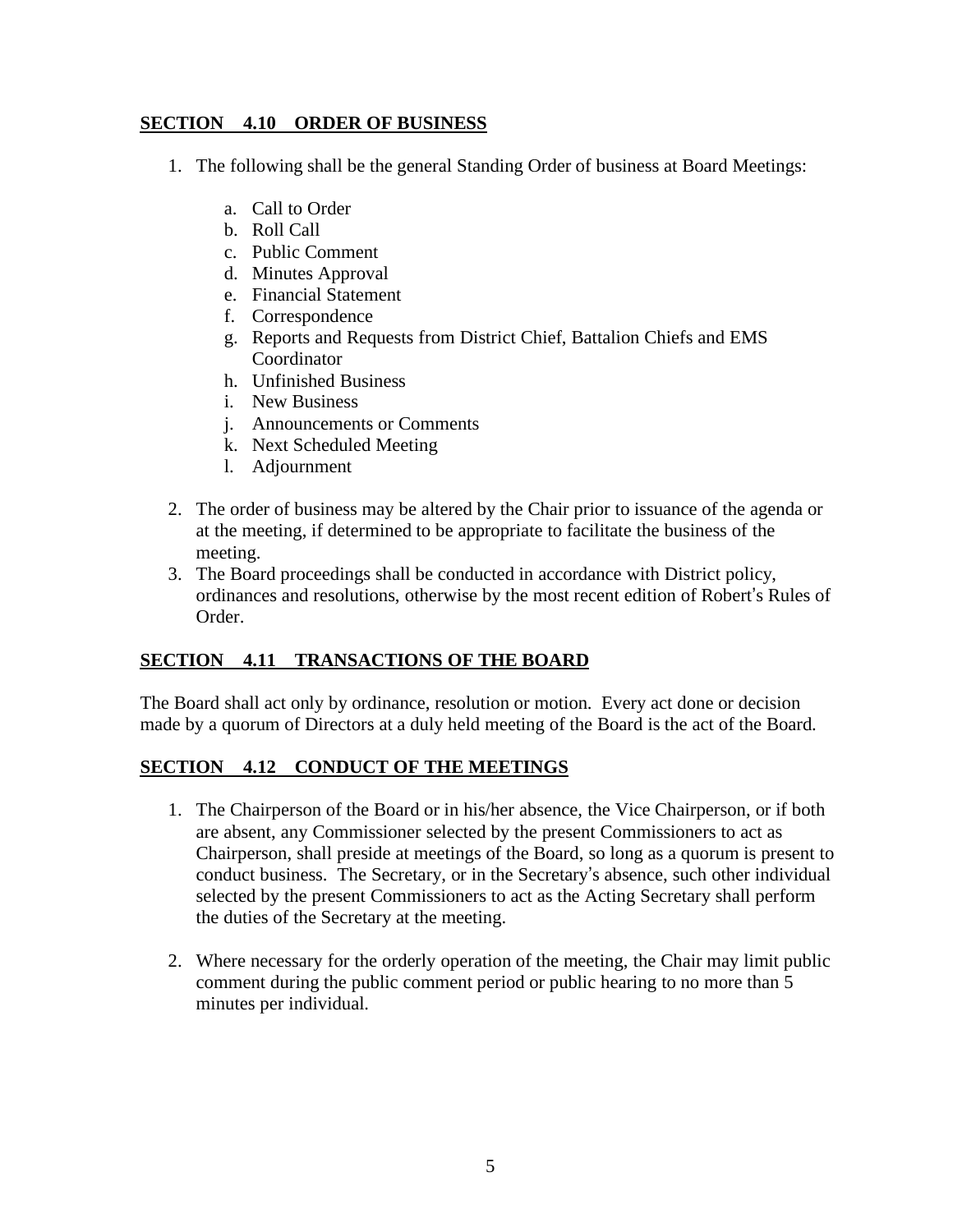## SECTION 4.10 ORDER OF BUSINESS

1. The following shall be the general Standing Order of business at Board Meetings:

   a. Call to Order
   b. Roll Call
   c. Public Comment
   d. Minutes Approval
   e. Financial Statement
   f. Correspondence
   g. Reports and Requests from District Chief, Battalion Chiefs and EMS Coordinator
   h. Unfinished Business
   i. New Business
   j. Announcements or Comments
   k. Next Scheduled Meeting
   l. Adjournment

2. The order of business may be altered by the Chair prior to issuance of the agenda or at the meeting, if determined to be appropriate to facilitate the business of the meeting.
3. The Board proceedings shall be conducted in accordance with District policy, ordinances and resolutions, otherwise by the most recent edition of Robert's Rules of Order.

## SECTION 4.11 TRANSACTIONS OF THE BOARD

The Board shall act only by ordinance, resolution or motion. Every act done or decision made by a quorum of Directors at a duly held meeting of the Board is the act of the Board.

## SECTION 4.12 CONDUCT OF THE MEETINGS

1. The Chairperson of the Board or in his/her absence, the Vice Chairperson, or if both are absent, any Commissioner selected by the present Commissioners to act as Chairperson, shall preside at meetings of the Board, so long as a quorum is present to conduct business. The Secretary, or in the Secretary's absence, such other individual selected by the present Commissioners to act as the Acting Secretary shall perform the duties of the Secretary at the meeting.

2. Where necessary for the orderly operation of the meeting, the Chair may limit public comment during the public comment period or public hearing to no more than 5 minutes per individual.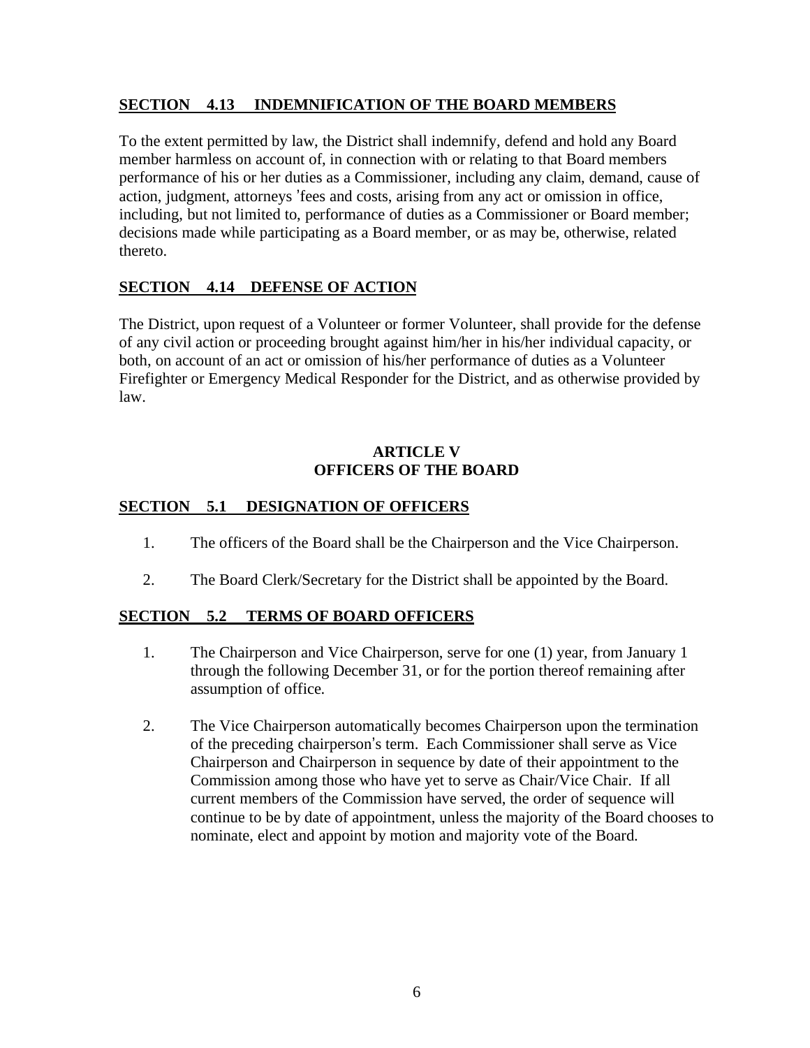## **SECTION 4.13 INDEMNIFICATION OF THE BOARD MEMBERS**

To the extent permitted by law, the District shall indemnify, defend and hold any Board member harmless on account of, in connection with or relating to that Board members performance of his or her duties as a Commissioner, including any claim, demand, cause of action, judgment, attorneys 'fees and costs, arising from any act or omission in office, including, but not limited to, performance of duties as a Commissioner or Board member; decisions made while participating as a Board member, or as may be, otherwise, related thereto.

## **SECTION 4.14 DEFENSE OF ACTION**

The District, upon request of a Volunteer or former Volunteer, shall provide for the defense of any civil action or proceeding brought against him/her in his/her individual capacity, or both, on account of an act or omission of his/her performance of duties as a Volunteer Firefighter or Emergency Medical Responder for the District, and as otherwise provided by law.

# **ARTICLE V**
# **OFFICERS OF THE BOARD**

## **SECTION 5.1 DESIGNATION OF OFFICERS**

1. The officers of the Board shall be the Chairperson and the Vice Chairperson.

2. The Board Clerk/Secretary for the District shall be appointed by the Board.

## **SECTION 5.2 TERMS OF BOARD OFFICERS**

1. The Chairperson and Vice Chairperson, serve for one (1) year, from January 1 through the following December 31, or for the portion thereof remaining after assumption of office.

2. The Vice Chairperson automatically becomes Chairperson upon the termination of the preceding chairperson's term. Each Commissioner shall serve as Vice Chairperson and Chairperson in sequence by date of their appointment to the Commission among those who have yet to serve as Chair/Vice Chair. If all current members of the Commission have served, the order of sequence will continue to be by date of appointment, unless the majority of the Board chooses to nominate, elect and appoint by motion and majority vote of the Board.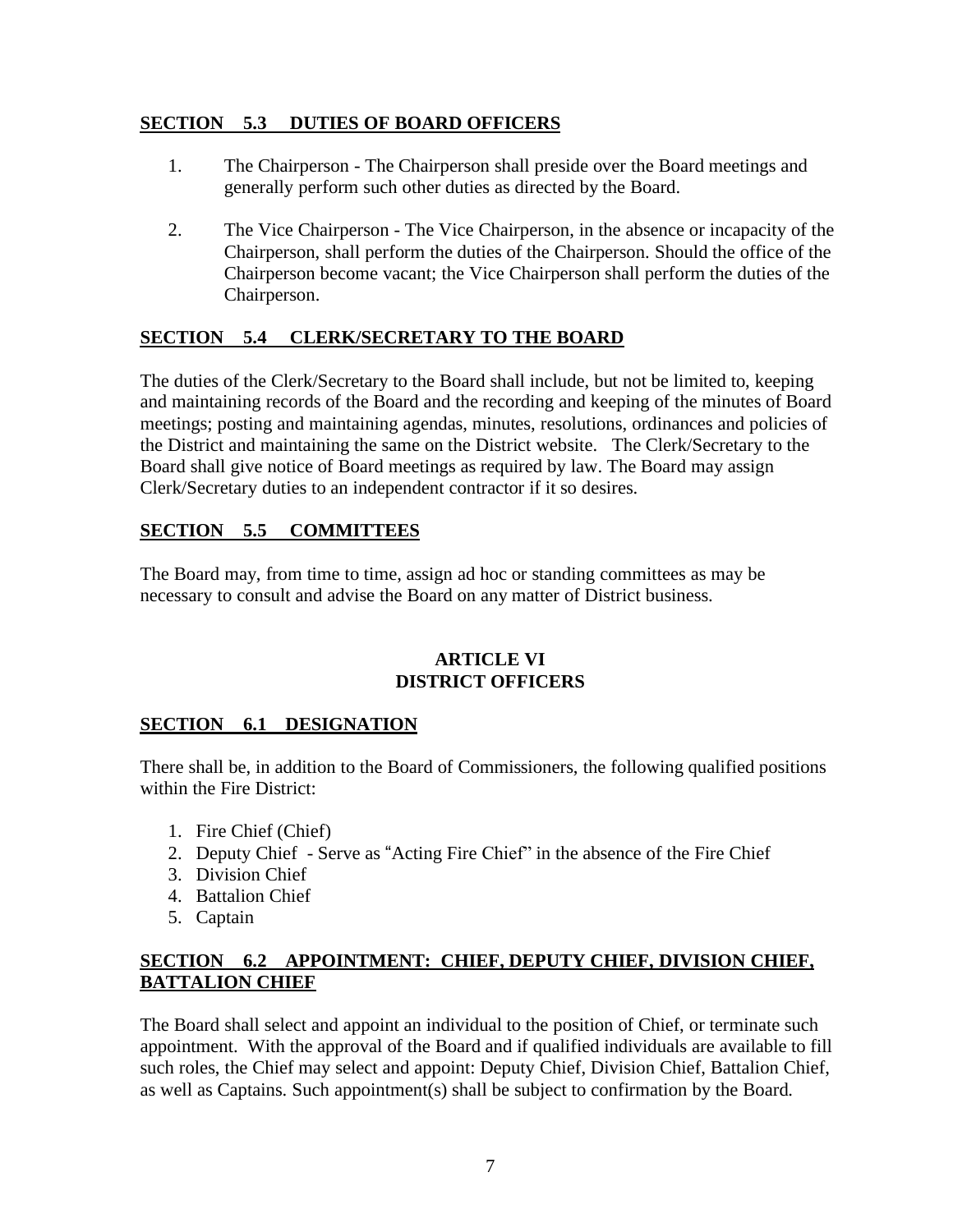## SECTION 5.3 DUTIES OF BOARD OFFICERS

1. The Chairperson - The Chairperson shall preside over the Board meetings and generally perform such other duties as directed by the Board.

2. The Vice Chairperson - The Vice Chairperson, in the absence or incapacity of the Chairperson, shall perform the duties of the Chairperson. Should the office of the Chairperson become vacant; the Vice Chairperson shall perform the duties of the Chairperson.

## SECTION 5.4 CLERK/SECRETARY TO THE BOARD

The duties of the Clerk/Secretary to the Board shall include, but not be limited to, keeping and maintaining records of the Board and the recording and keeping of the minutes of Board meetings; posting and maintaining agendas, minutes, resolutions, ordinances and policies of the District and maintaining the same on the District website. The Clerk/Secretary to the Board shall give notice of Board meetings as required by law. The Board may assign Clerk/Secretary duties to an independent contractor if it so desires.

## SECTION 5.5 COMMITTEES

The Board may, from time to time, assign ad hoc or standing committees as may be necessary to consult and advise the Board on any matter of District business.

# ARTICLE VI
# DISTRICT OFFICERS

## SECTION 6.1 DESIGNATION

There shall be, in addition to the Board of Commissioners, the following qualified positions within the Fire District:

1. Fire Chief (Chief)
2. Deputy Chief - Serve as "Acting Fire Chief" in the absence of the Fire Chief
3. Division Chief
4. Battalion Chief
5. Captain

## SECTION 6.2 APPOINTMENT: CHIEF, DEPUTY CHIEF, DIVISION CHIEF, BATTALION CHIEF

The Board shall select and appoint an individual to the position of Chief, or terminate such appointment. With the approval of the Board and if qualified individuals are available to fill such roles, the Chief may select and appoint: Deputy Chief, Division Chief, Battalion Chief, as well as Captains. Such appointment(s) shall be subject to confirmation by the Board.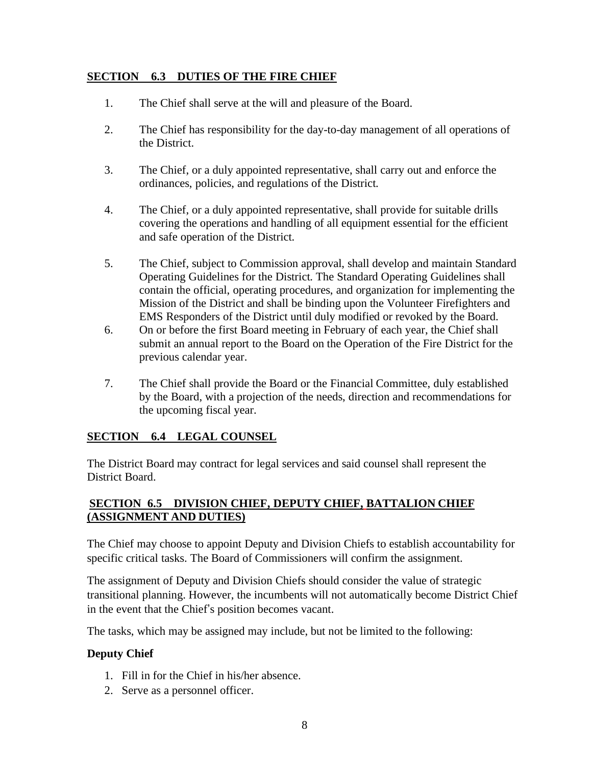## SECTION 6.3 DUTIES OF THE FIRE CHIEF

1. The Chief shall serve at the will and pleasure of the Board.
2. The Chief has responsibility for the day-to-day management of all operations of the District.
3. The Chief, or a duly appointed representative, shall carry out and enforce the ordinances, policies, and regulations of the District.
4. The Chief, or a duly appointed representative, shall provide for suitable drills covering the operations and handling of all equipment essential for the efficient and safe operation of the District.
5. The Chief, subject to Commission approval, shall develop and maintain Standard Operating Guidelines for the District. The Standard Operating Guidelines shall contain the official, operating procedures, and organization for implementing the Mission of the District and shall be binding upon the Volunteer Firefighters and EMS Responders of the District until duly modified or revoked by the Board.
6. On or before the first Board meeting in February of each year, the Chief shall submit an annual report to the Board on the Operation of the Fire District for the previous calendar year.
7. The Chief shall provide the Board or the Financial Committee, duly established by the Board, with a projection of the needs, direction and recommendations for the upcoming fiscal year.

## SECTION 6.4 LEGAL COUNSEL

The District Board may contract for legal services and said counsel shall represent the District Board.

## SECTION 6.5 DIVISION CHIEF, DEPUTY CHIEF, BATTALION CHIEF (ASSIGNMENT AND DUTIES)

The Chief may choose to appoint Deputy and Division Chiefs to establish accountability for specific critical tasks. The Board of Commissioners will confirm the assignment.

The assignment of Deputy and Division Chiefs should consider the value of strategic transitional planning. However, the incumbents will not automatically become District Chief in the event that the Chief's position becomes vacant.

The tasks, which may be assigned may include, but not be limited to the following:

**Deputy Chief**

1. Fill in for the Chief in his/her absence.
2. Serve as a personnel officer.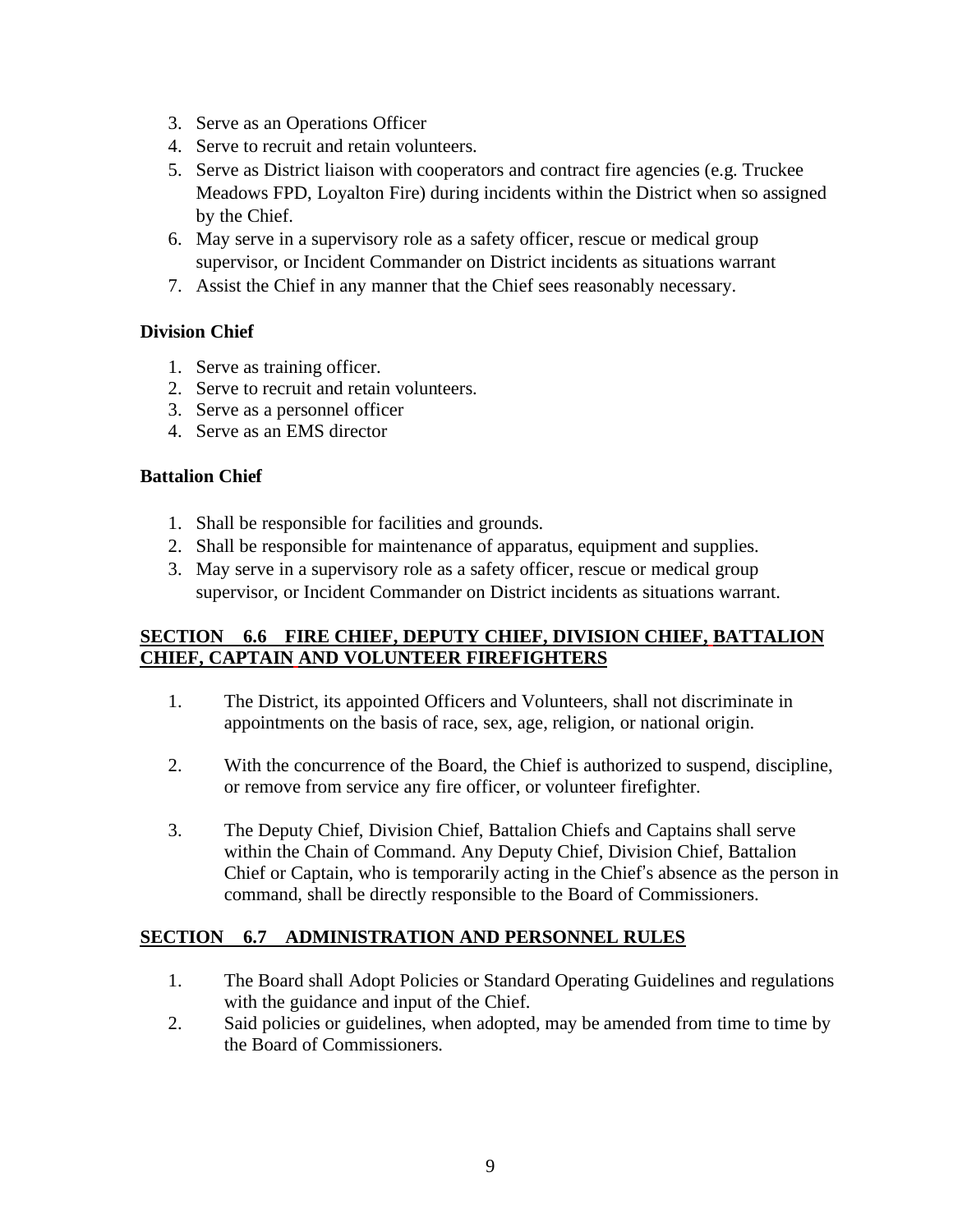3. Serve as an Operations Officer
4. Serve to recruit and retain volunteers.
5. Serve as District liaison with cooperators and contract fire agencies (e.g. Truckee Meadows FPD, Loyalton Fire) during incidents within the District when so assigned by the Chief.
6. May serve in a supervisory role as a safety officer, rescue or medical group supervisor, or Incident Commander on District incidents as situations warrant
7. Assist the Chief in any manner that the Chief sees reasonably necessary.

**Division Chief**

1. Serve as training officer.
2. Serve to recruit and retain volunteers.
3. Serve as a personnel officer
4. Serve as an EMS director

**Battalion Chief**

1. Shall be responsible for facilities and grounds.
2. Shall be responsible for maintenance of apparatus, equipment and supplies.
3. May serve in a supervisory role as a safety officer, rescue or medical group supervisor, or Incident Commander on District incidents as situations warrant.

## SECTION 6.6 FIRE CHIEF, DEPUTY CHIEF, DIVISION CHIEF, BATTALION CHIEF, CAPTAIN AND VOLUNTEER FIREFIGHTERS

1. The District, its appointed Officers and Volunteers, shall not discriminate in appointments on the basis of race, sex, age, religion, or national origin.

2. With the concurrence of the Board, the Chief is authorized to suspend, discipline, or remove from service any fire officer, or volunteer firefighter.

3. The Deputy Chief, Division Chief, Battalion Chiefs and Captains shall serve within the Chain of Command. Any Deputy Chief, Division Chief, Battalion Chief or Captain, who is temporarily acting in the Chief's absence as the person in command, shall be directly responsible to the Board of Commissioners.

## SECTION 6.7 ADMINISTRATION AND PERSONNEL RULES

1. The Board shall Adopt Policies or Standard Operating Guidelines and regulations with the guidance and input of the Chief.
2. Said policies or guidelines, when adopted, may be amended from time to time by the Board of Commissioners.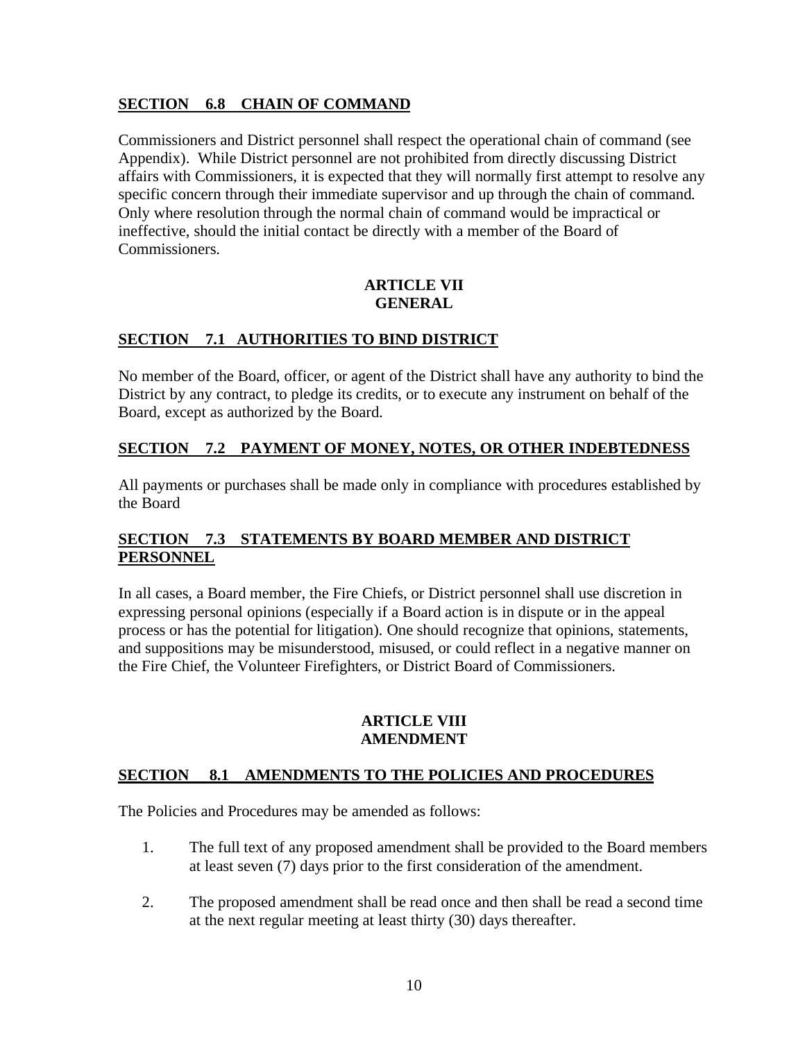**SECTION 6.8 CHAIN OF COMMAND**

Commissioners and District personnel shall respect the operational chain of command (see Appendix). While District personnel are not prohibited from directly discussing District affairs with Commissioners, it is expected that they will normally first attempt to resolve any specific concern through their immediate supervisor and up through the chain of command. Only where resolution through the normal chain of command would be impractical or ineffective, should the initial contact be directly with a member of the Board of Commissioners.

## ARTICLE VII
## GENERAL

**SECTION 7.1 AUTHORITIES TO BIND DISTRICT**

No member of the Board, officer, or agent of the District shall have any authority to bind the District by any contract, to pledge its credits, or to execute any instrument on behalf of the Board, except as authorized by the Board.

**SECTION 7.2 PAYMENT OF MONEY, NOTES, OR OTHER INDEBTEDNESS**

All payments or purchases shall be made only in compliance with procedures established by the Board

**SECTION 7.3 STATEMENTS BY BOARD MEMBER AND DISTRICT PERSONNEL**

In all cases, a Board member, the Fire Chiefs, or District personnel shall use discretion in expressing personal opinions (especially if a Board action is in dispute or in the appeal process or has the potential for litigation). One should recognize that opinions, statements, and suppositions may be misunderstood, misused, or could reflect in a negative manner on the Fire Chief, the Volunteer Firefighters, or District Board of Commissioners.

## ARTICLE VIII
## AMENDMENT

**SECTION 8.1 AMENDMENTS TO THE POLICIES AND PROCEDURES**

The Policies and Procedures may be amended as follows:

1. The full text of any proposed amendment shall be provided to the Board members at least seven (7) days prior to the first consideration of the amendment.

2. The proposed amendment shall be read once and then shall be read a second time at the next regular meeting at least thirty (30) days thereafter.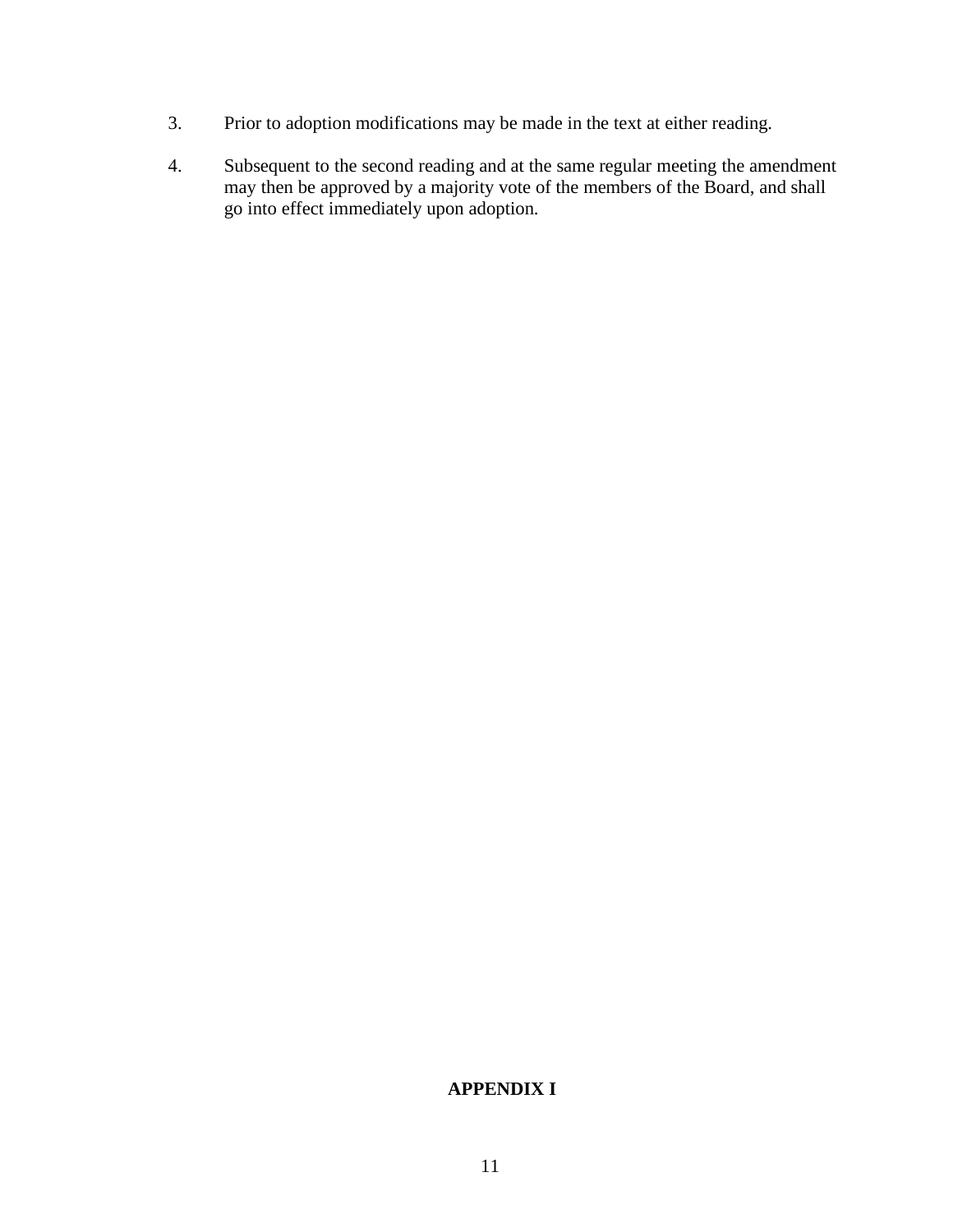3. Prior to adoption modifications may be made in the text at either reading.

4. Subsequent to the second reading and at the same regular meeting the amendment may then be approved by a majority vote of the members of the Board, and shall go into effect immediately upon adoption.

## APPENDIX I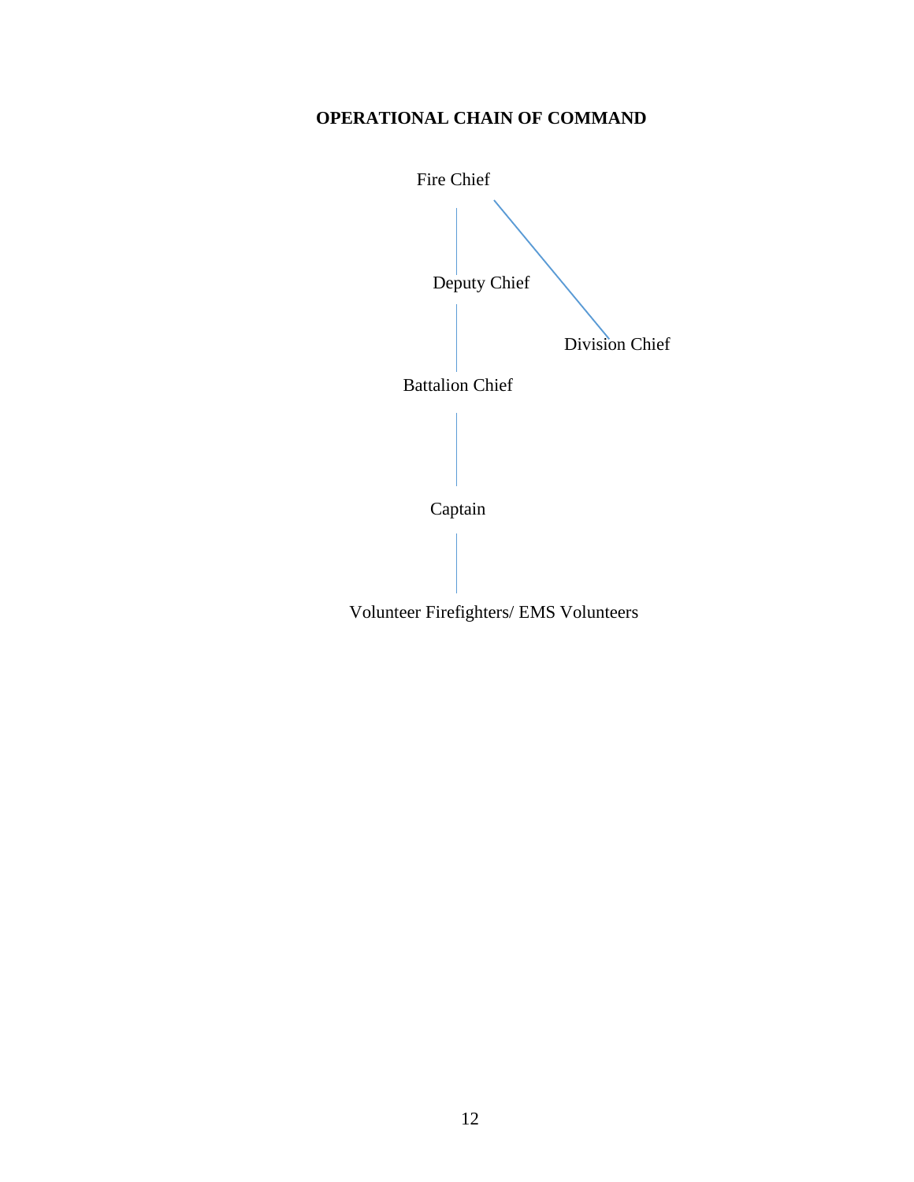**OPERATIONAL CHAIN OF COMMAND**

Fire Chief

Deputy Chief

Division Chief

Battalion Chief

Captain

Volunteer Firefighters/ EMS Volunteers